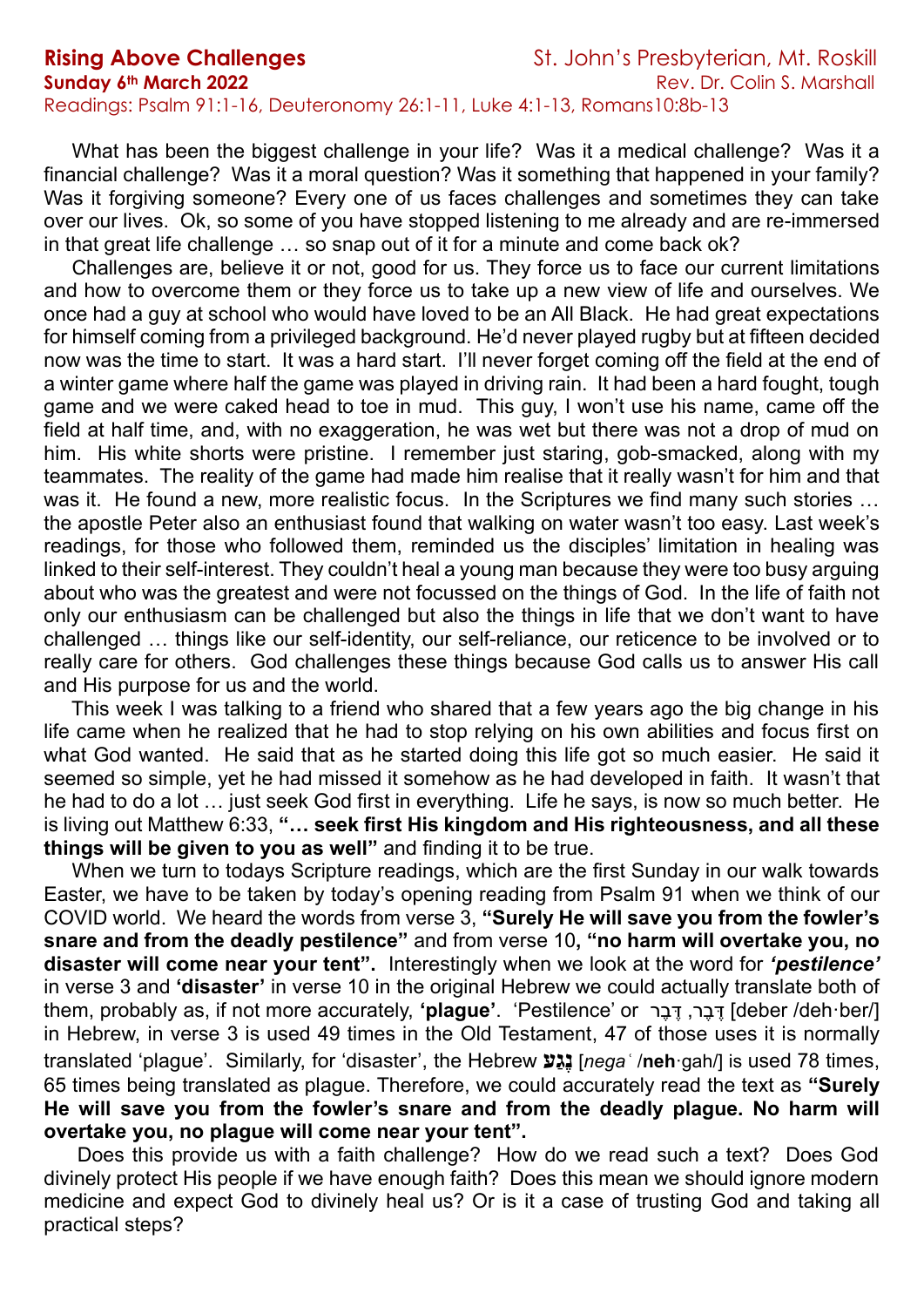**Rising Above Challenges** St. John's Presbyterian, Mt. Roskill

**Sunday 6th March 2022** Rev. Dr. Colin S. Marshall

Readings: Psalm 91:1-16, Deuteronomy 26:1-11, Luke 4:1-13, Romans10:8b-13

What has been the biggest challenge in your life? Was it a medical challenge? Was it a financial challenge? Was it a moral question? Was it something that happened in your family? Was it forgiving someone? Every one of us faces challenges and sometimes they can take over our lives. Ok, so some of you have stopped listening to me already and are re-immersed in that great life challenge … so snap out of it for a minute and come back ok?

Challenges are, believe it or not, good for us. They force us to face our current limitations and how to overcome them or they force us to take up a new view of life and ourselves. We once had a guy at school who would have loved to be an All Black. He had great expectations for himself coming from a privileged background. He'd never played rugby but at fifteen decided now was the time to start. It was a hard start. I'll never forget coming off the field at the end of a winter game where half the game was played in driving rain. It had been a hard fought, tough game and we were caked head to toe in mud. This guy, I won't use his name, came off the field at half time, and, with no exaggeration, he was wet but there was not a drop of mud on him. His white shorts were pristine. I remember just staring, gob-smacked, along with my teammates. The reality of the game had made him realise that it really wasn't for him and that was it. He found a new, more realistic focus. In the Scriptures we find many such stories … the apostle Peter also an enthusiast found that walking on water wasn't too easy. Last week's readings, for those who followed them, reminded us the disciples' limitation in healing was linked to their self-interest. They couldn't heal a young man because they were too busy arguing about who was the greatest and were not focussed on the things of God. In the life of faith not only our enthusiasm can be challenged but also the things in life that we don't want to have challenged … things like our self-identity, our self-reliance, our reticence to be involved or to really care for others. God challenges these things because God calls us to answer His call and His purpose for us and the world.

This week I was talking to a friend who shared that a few years ago the big change in his life came when he realized that he had to stop relying on his own abilities and focus first on what God wanted. He said that as he started doing this life got so much easier. He said it seemed so simple, yet he had missed it somehow as he had developed in faith. It wasn't that he had to do a lot … just seek God first in everything. Life he says, is now so much better. He is living out Matthew 6:33, **"… seek first His kingdom and His righteousness, and all these things will be given to you as well"** and finding it to be true.

When we turn to todays Scripture readings, which are the first Sunday in our walk towards Easter, we have to be taken by today's opening reading from Psalm 91 when we think of our COVID world. We heard the words from verse 3, **"Surely He will save you from the fowler's snare and from the deadly pestilence"** and from verse 10**, "no harm will overtake you, no disaster will come near your tent".** Interestingly when we look at the word for ***'pestilence'*** in verse 3 and **'disaster'** in verse 10 in the original Hebrew we could actually translate both of them, probably as, if not more accurately, **'plague'**. 'Pestilence' or דָּבָר ,דֶּבֶר [deber /deh·ber/] in Hebrew, in verse 3 is used 49 times in the Old Testament, 47 of those uses it is normally translated 'plague'. Similarly, for 'disaster', the Hebrew **נֶגַע** [*negaʿ* /**neh**·gah/] is used 78 times, 65 times being translated as plague. Therefore, we could accurately read the text as **"Surely He will save you from the fowler's snare and from the deadly plague. No harm will overtake you, no plague will come near your tent".**

Does this provide us with a faith challenge? How do we read such a text? Does God divinely protect His people if we have enough faith? Does this mean we should ignore modern medicine and expect God to divinely heal us? Or is it a case of trusting God and taking all practical steps?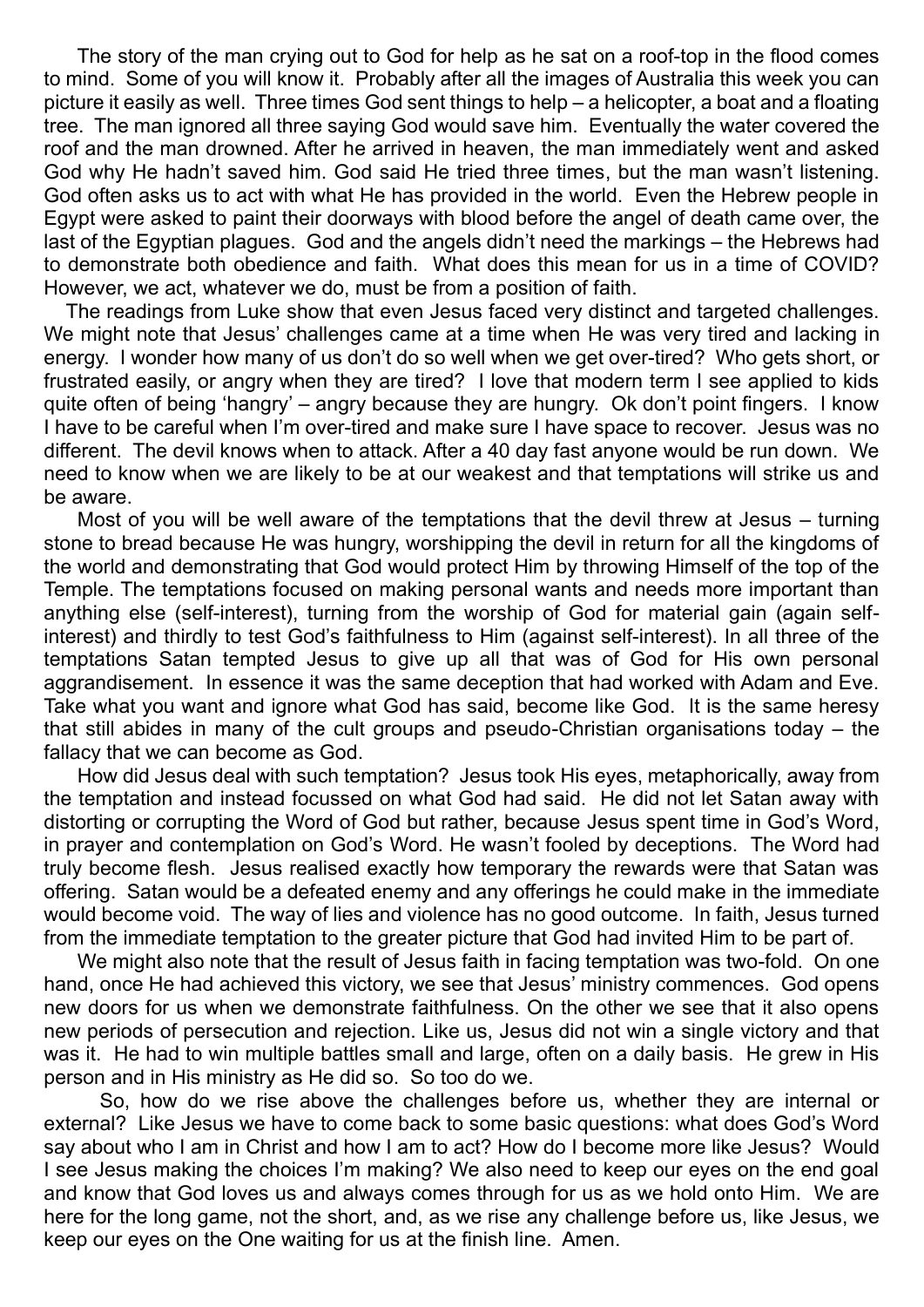The story of the man crying out to God for help as he sat on a roof-top in the flood comes to mind. Some of you will know it. Probably after all the images of Australia this week you can picture it easily as well. Three times God sent things to help – a helicopter, a boat and a floating tree. The man ignored all three saying God would save him. Eventually the water covered the roof and the man drowned. After he arrived in heaven, the man immediately went and asked God why He hadn't saved him. God said He tried three times, but the man wasn't listening. God often asks us to act with what He has provided in the world. Even the Hebrew people in Egypt were asked to paint their doorways with blood before the angel of death came over, the last of the Egyptian plagues. God and the angels didn't need the markings – the Hebrews had to demonstrate both obedience and faith. What does this mean for us in a time of COVID? However, we act, whatever we do, must be from a position of faith.

The readings from Luke show that even Jesus faced very distinct and targeted challenges. We might note that Jesus' challenges came at a time when He was very tired and lacking in energy. I wonder how many of us don't do so well when we get over-tired? Who gets short, or frustrated easily, or angry when they are tired? I love that modern term I see applied to kids quite often of being 'hangry' – angry because they are hungry. Ok don't point fingers. I know I have to be careful when I'm over-tired and make sure I have space to recover. Jesus was no different. The devil knows when to attack. After a 40 day fast anyone would be run down. We need to know when we are likely to be at our weakest and that temptations will strike us and be aware.

Most of you will be well aware of the temptations that the devil threw at Jesus – turning stone to bread because He was hungry, worshipping the devil in return for all the kingdoms of the world and demonstrating that God would protect Him by throwing Himself of the top of the Temple. The temptations focused on making personal wants and needs more important than anything else (self-interest), turning from the worship of God for material gain (again self-interest) and thirdly to test God's faithfulness to Him (against self-interest). In all three of the temptations Satan tempted Jesus to give up all that was of God for His own personal aggrandisement. In essence it was the same deception that had worked with Adam and Eve. Take what you want and ignore what God has said, become like God. It is the same heresy that still abides in many of the cult groups and pseudo-Christian organisations today – the fallacy that we can become as God.

How did Jesus deal with such temptation? Jesus took His eyes, metaphorically, away from the temptation and instead focussed on what God had said. He did not let Satan away with distorting or corrupting the Word of God but rather, because Jesus spent time in God's Word, in prayer and contemplation on God's Word. He wasn't fooled by deceptions. The Word had truly become flesh. Jesus realised exactly how temporary the rewards were that Satan was offering. Satan would be a defeated enemy and any offerings he could make in the immediate would become void. The way of lies and violence has no good outcome. In faith, Jesus turned from the immediate temptation to the greater picture that God had invited Him to be part of.

We might also note that the result of Jesus faith in facing temptation was two-fold. On one hand, once He had achieved this victory, we see that Jesus' ministry commences. God opens new doors for us when we demonstrate faithfulness. On the other we see that it also opens new periods of persecution and rejection. Like us, Jesus did not win a single victory and that was it. He had to win multiple battles small and large, often on a daily basis. He grew in His person and in His ministry as He did so. So too do we.

So, how do we rise above the challenges before us, whether they are internal or external? Like Jesus we have to come back to some basic questions: what does God's Word say about who I am in Christ and how I am to act? How do I become more like Jesus? Would I see Jesus making the choices I'm making? We also need to keep our eyes on the end goal and know that God loves us and always comes through for us as we hold onto Him. We are here for the long game, not the short, and, as we rise any challenge before us, like Jesus, we keep our eyes on the One waiting for us at the finish line. Amen.